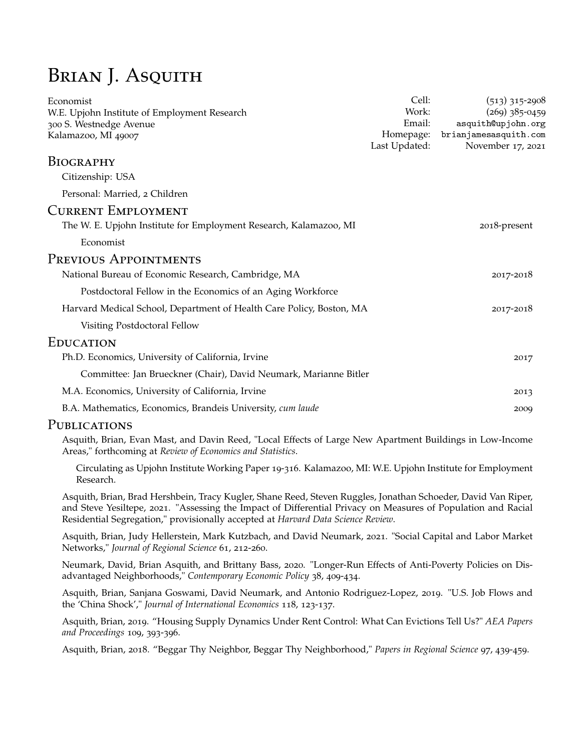# Brian J. Asquith

Economist
W.E. Upjohn Institute of Employment Research
300 S. Westnedge Avenue
Kalamazoo, MI 49007

| | |
|---|---|
| Cell: | (513) 315-2908 |
| Work: | (269) 385-0459 |
| Email: | asquith@upjohn.org |
| Homepage: | brianjamesasquith.com |
| Last Updated: | November 17, 2021 |

## Biography

Citizenship: USA

Personal: Married, 2 Children

## Current Employment

The W. E. Upjohn Institute for Employment Research, Kalamazoo, MI — 2018-present

Economist

## Previous Appointments

National Bureau of Economic Research, Cambridge, MA — 2017-2018

Postdoctoral Fellow in the Economics of an Aging Workforce

Harvard Medical School, Department of Health Care Policy, Boston, MA — 2017-2018

Visiting Postdoctoral Fellow

## Education

Ph.D. Economics, University of California, Irvine — 2017

Committee: Jan Brueckner (Chair), David Neumark, Marianne Bitler

M.A. Economics, University of California, Irvine — 2013

B.A. Mathematics, Economics, Brandeis University, *cum laude* — 2009

## Publications

Asquith, Brian, Evan Mast, and Davin Reed, "Local Effects of Large New Apartment Buildings in Low-Income Areas," forthcoming at *Review of Economics and Statistics*.

Circulating as Upjohn Institute Working Paper 19-316. Kalamazoo, MI: W.E. Upjohn Institute for Employment Research.

Asquith, Brian, Brad Hershbein, Tracy Kugler, Shane Reed, Steven Ruggles, Jonathan Schoeder, David Van Riper, and Steve Yesiltepe, 2021. "Assessing the Impact of Differential Privacy on Measures of Population and Racial Residential Segregation," provisionally accepted at *Harvard Data Science Review*.

Asquith, Brian, Judy Hellerstein, Mark Kutzbach, and David Neumark, 2021. "Social Capital and Labor Market Networks," *Journal of Regional Science* 61, 212-260.

Neumark, David, Brian Asquith, and Brittany Bass, 2020. "Longer-Run Effects of Anti-Poverty Policies on Disadvantaged Neighborhoods," *Contemporary Economic Policy* 38, 409-434.

Asquith, Brian, Sanjana Goswami, David Neumark, and Antonio Rodriguez-Lopez, 2019. "U.S. Job Flows and the 'China Shock'," *Journal of International Economics* 118, 123-137.

Asquith, Brian, 2019. "Housing Supply Dynamics Under Rent Control: What Can Evictions Tell Us?" *AEA Papers and Proceedings* 109, 393-396.

Asquith, Brian, 2018. "Beggar Thy Neighbor, Beggar Thy Neighborhood," *Papers in Regional Science* 97, 439-459.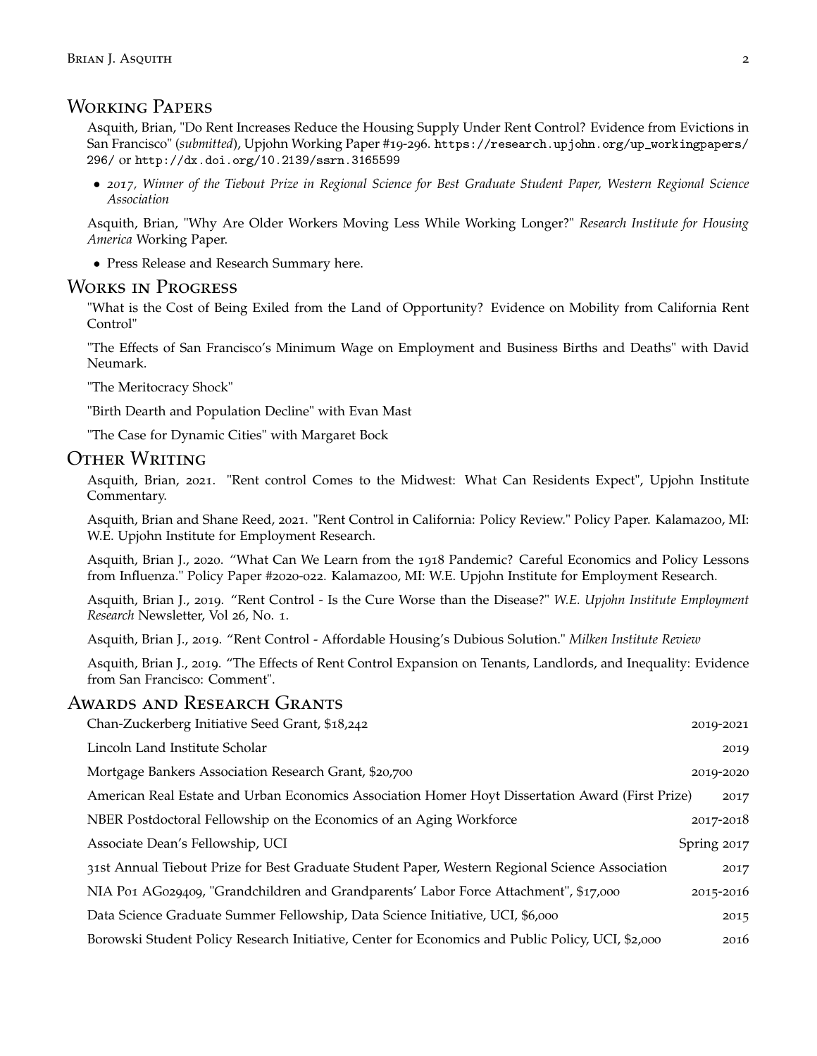## Working Papers

Asquith, Brian, "Do Rent Increases Reduce the Housing Supply Under Rent Control? Evidence from Evictions in San Francisco" (*submitted*), Upjohn Working Paper #19-296. https://research.upjohn.org/up_workingpapers/296/ or http://dx.doi.org/10.2139/ssrn.3165599

- *2017, Winner of the Tiebout Prize in Regional Science for Best Graduate Student Paper, Western Regional Science Association*

Asquith, Brian, "Why Are Older Workers Moving Less While Working Longer?" *Research Institute for Housing America* Working Paper.

- Press Release and Research Summary here.

## Works in Progress

"What is the Cost of Being Exiled from the Land of Opportunity? Evidence on Mobility from California Rent Control"

"The Effects of San Francisco's Minimum Wage on Employment and Business Births and Deaths" with David Neumark.

"The Meritocracy Shock"

"Birth Dearth and Population Decline" with Evan Mast

"The Case for Dynamic Cities" with Margaret Bock

## Other Writing

Asquith, Brian, 2021. "Rent control Comes to the Midwest: What Can Residents Expect", Upjohn Institute Commentary.

Asquith, Brian and Shane Reed, 2021. "Rent Control in California: Policy Review." Policy Paper. Kalamazoo, MI: W.E. Upjohn Institute for Employment Research.

Asquith, Brian J., 2020. "What Can We Learn from the 1918 Pandemic? Careful Economics and Policy Lessons from Influenza." Policy Paper #2020-022. Kalamazoo, MI: W.E. Upjohn Institute for Employment Research.

Asquith, Brian J., 2019. "Rent Control - Is the Cure Worse than the Disease?" *W.E. Upjohn Institute Employment Research* Newsletter, Vol 26, No. 1.

Asquith, Brian J., 2019. "Rent Control - Affordable Housing's Dubious Solution." *Milken Institute Review*

Asquith, Brian J., 2019. "The Effects of Rent Control Expansion on Tenants, Landlords, and Inequality: Evidence from San Francisco: Comment".

## Awards and Research Grants

| | |
|---|---|
| Chan-Zuckerberg Initiative Seed Grant, $18,242 | 2019-2021 |
| Lincoln Land Institute Scholar | 2019 |
| Mortgage Bankers Association Research Grant, $20,700 | 2019-2020 |
| American Real Estate and Urban Economics Association Homer Hoyt Dissertation Award (First Prize) | 2017 |
| NBER Postdoctoral Fellowship on the Economics of an Aging Workforce | 2017-2018 |
| Associate Dean's Fellowship, UCI | Spring 2017 |
| 31st Annual Tiebout Prize for Best Graduate Student Paper, Western Regional Science Association | 2017 |
| NIA P01 AG029409, "Grandchildren and Grandparents' Labor Force Attachment", $17,000 | 2015-2016 |
| Data Science Graduate Summer Fellowship, Data Science Initiative, UCI, $6,000 | 2015 |
| Borowski Student Policy Research Initiative, Center for Economics and Public Policy, UCI, $2,000 | 2016 |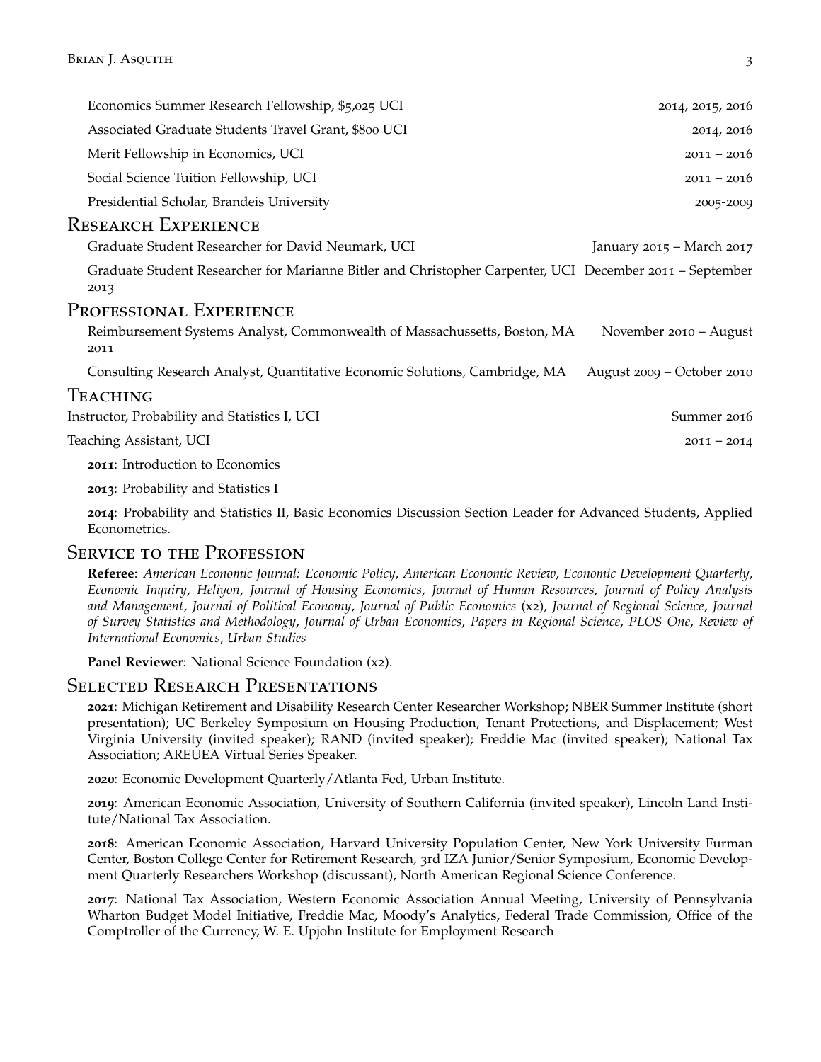Economics Summer Research Fellowship, $5,025 UCI — 2014, 2015, 2016

Associated Graduate Students Travel Grant, $800 UCI — 2014, 2016

Merit Fellowship in Economics, UCI — 2011 – 2016

Social Science Tuition Fellowship, UCI — 2011 – 2016

Presidential Scholar, Brandeis University — 2005-2009

## Research Experience

Graduate Student Researcher for David Neumark, UCI — January 2015 – March 2017

Graduate Student Researcher for Marianne Bitler and Christopher Carpenter, UCI — December 2011 – September 2013

## Professional Experience

Reimbursement Systems Analyst, Commonwealth of Massachussetts, Boston, MA — November 2010 – August 2011

Consulting Research Analyst, Quantitative Economic Solutions, Cambridge, MA — August 2009 – October 2010

## Teaching

Instructor, Probability and Statistics I, UCI — Summer 2016

Teaching Assistant, UCI — 2011 – 2014

**2011**: Introduction to Economics

**2013**: Probability and Statistics I

**2014**: Probability and Statistics II, Basic Economics Discussion Section Leader for Advanced Students, Applied Econometrics.

## Service to the Profession

**Referee**: *American Economic Journal: Economic Policy*, *American Economic Review*, *Economic Development Quarterly*, *Economic Inquiry*, *Heliyon*, *Journal of Housing Economics*, *Journal of Human Resources*, *Journal of Policy Analysis and Management*, *Journal of Political Economy*, *Journal of Public Economics* (x2), *Journal of Regional Science*, *Journal of Survey Statistics and Methodology*, *Journal of Urban Economics*, *Papers in Regional Science*, *PLOS One*, *Review of International Economics*, *Urban Studies*

**Panel Reviewer**: National Science Foundation (x2).

## Selected Research Presentations

**2021**: Michigan Retirement and Disability Research Center Researcher Workshop; NBER Summer Institute (short presentation); UC Berkeley Symposium on Housing Production, Tenant Protections, and Displacement; West Virginia University (invited speaker); RAND (invited speaker); Freddie Mac (invited speaker); National Tax Association; AREUEA Virtual Series Speaker.

**2020**: Economic Development Quarterly/Atlanta Fed, Urban Institute.

**2019**: American Economic Association, University of Southern California (invited speaker), Lincoln Land Institute/National Tax Association.

**2018**: American Economic Association, Harvard University Population Center, New York University Furman Center, Boston College Center for Retirement Research, 3rd IZA Junior/Senior Symposium, Economic Development Quarterly Researchers Workshop (discussant), North American Regional Science Conference.

**2017**: National Tax Association, Western Economic Association Annual Meeting, University of Pennsylvania Wharton Budget Model Initiative, Freddie Mac, Moody's Analytics, Federal Trade Commission, Office of the Comptroller of the Currency, W. E. Upjohn Institute for Employment Research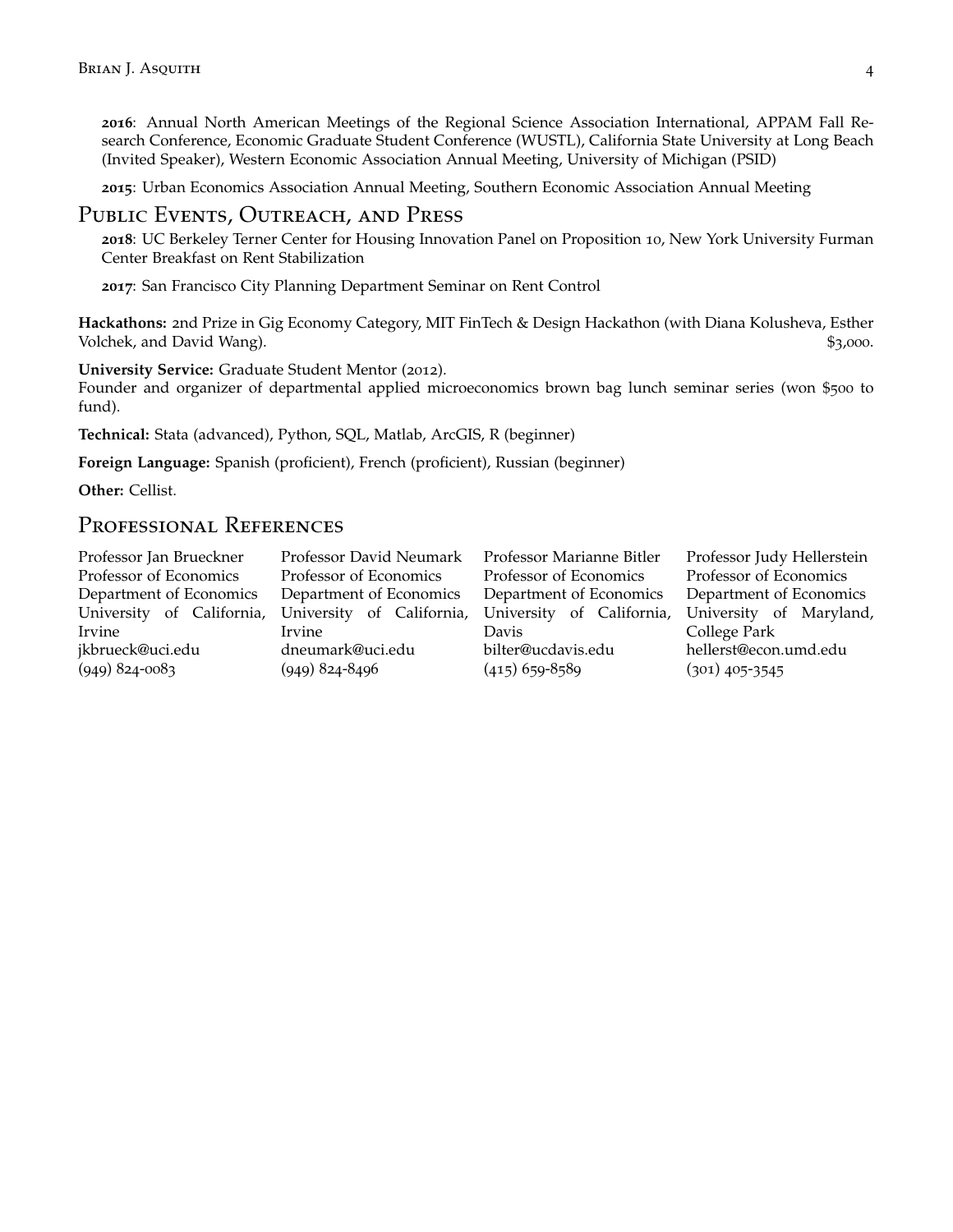**2016**: Annual North American Meetings of the Regional Science Association International, APPAM Fall Research Conference, Economic Graduate Student Conference (WUSTL), California State University at Long Beach (Invited Speaker), Western Economic Association Annual Meeting, University of Michigan (PSID)

**2015**: Urban Economics Association Annual Meeting, Southern Economic Association Annual Meeting

## Public Events, Outreach, and Press

**2018**: UC Berkeley Terner Center for Housing Innovation Panel on Proposition 10, New York University Furman Center Breakfast on Rent Stabilization

**2017**: San Francisco City Planning Department Seminar on Rent Control

**Hackathons:** 2nd Prize in Gig Economy Category, MIT FinTech & Design Hackathon (with Diana Kolusheva, Esther Volchek, and David Wang). $3,000.

**University Service:** Graduate Student Mentor (2012).
Founder and organizer of departmental applied microeconomics brown bag lunch seminar series (won $500 to fund).

**Technical:** Stata (advanced), Python, SQL, Matlab, ArcGIS, R (beginner)

**Foreign Language:** Spanish (proficient), French (proficient), Russian (beginner)

**Other:** Cellist.

## Professional References

Professor Jan Brueckner
Professor of Economics
Department of Economics
University of California, Irvine
jkbrueck@uci.edu
(949) 824-0083

Professor David Neumark
Professor of Economics
Department of Economics
University of California, Irvine
dneumark@uci.edu
(949) 824-8496

Professor Marianne Bitler
Professor of Economics
Department of Economics
University of California, Davis
bilter@ucdavis.edu
(415) 659-8589

Professor Judy Hellerstein
Professor of Economics
Department of Economics
University of Maryland, College Park
hellerst@econ.umd.edu
(301) 405-3545